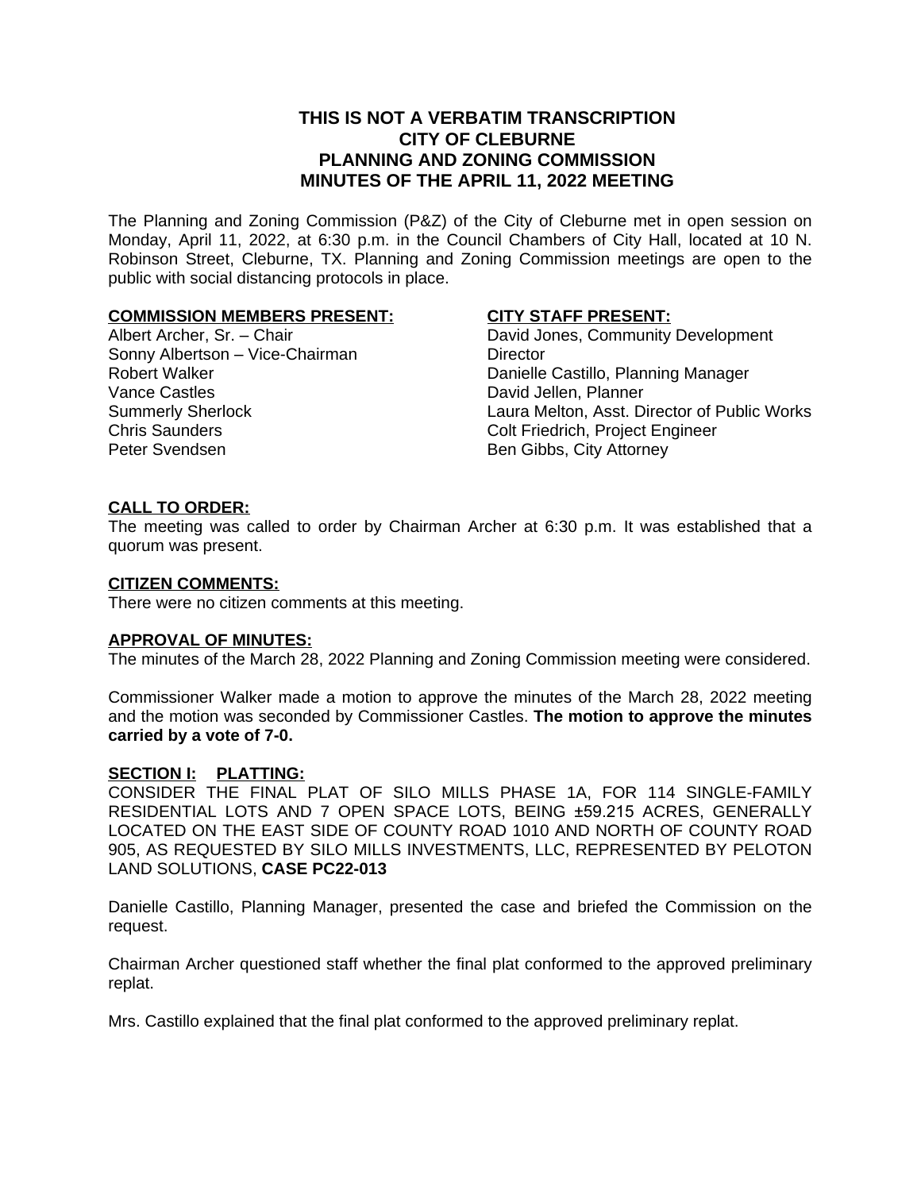# THIS IS NOT A VERBATIM TRANSCRIPTION
# CITY OF CLEBURNE
# PLANNING AND ZONING COMMISSION
# MINUTES OF THE APRIL 11, 2022 MEETING

The Planning and Zoning Commission (P&Z) of the City of Cleburne met in open session on Monday, April 11, 2022, at 6:30 p.m. in the Council Chambers of City Hall, located at 10 N. Robinson Street, Cleburne, TX. Planning and Zoning Commission meetings are open to the public with social distancing protocols in place.

**COMMISSION MEMBERS PRESENT:**

Albert Archer, Sr. – Chair
Sonny Albertson – Vice-Chairman
Robert Walker
Vance Castles
Summerly Sherlock
Chris Saunders
Peter Svendsen

**CITY STAFF PRESENT:**

David Jones, Community Development Director
Danielle Castillo, Planning Manager
David Jellen, Planner
Laura Melton, Asst. Director of Public Works
Colt Friedrich, Project Engineer
Ben Gibbs, City Attorney

**CALL TO ORDER:**

The meeting was called to order by Chairman Archer at 6:30 p.m. It was established that a quorum was present.

**CITIZEN COMMENTS:**

There were no citizen comments at this meeting.

**APPROVAL OF MINUTES:**

The minutes of the March 28, 2022 Planning and Zoning Commission meeting were considered.

Commissioner Walker made a motion to approve the minutes of the March 28, 2022 meeting and the motion was seconded by Commissioner Castles. **The motion to approve the minutes carried by a vote of 7-0.**

**SECTION I: PLATTING:**

CONSIDER THE FINAL PLAT OF SILO MILLS PHASE 1A, FOR 114 SINGLE-FAMILY RESIDENTIAL LOTS AND 7 OPEN SPACE LOTS, BEING ±59.215 ACRES, GENERALLY LOCATED ON THE EAST SIDE OF COUNTY ROAD 1010 AND NORTH OF COUNTY ROAD 905, AS REQUESTED BY SILO MILLS INVESTMENTS, LLC, REPRESENTED BY PELOTON LAND SOLUTIONS, **CASE PC22-013**

Danielle Castillo, Planning Manager, presented the case and briefed the Commission on the request.

Chairman Archer questioned staff whether the final plat conformed to the approved preliminary replat.

Mrs. Castillo explained that the final plat conformed to the approved preliminary replat.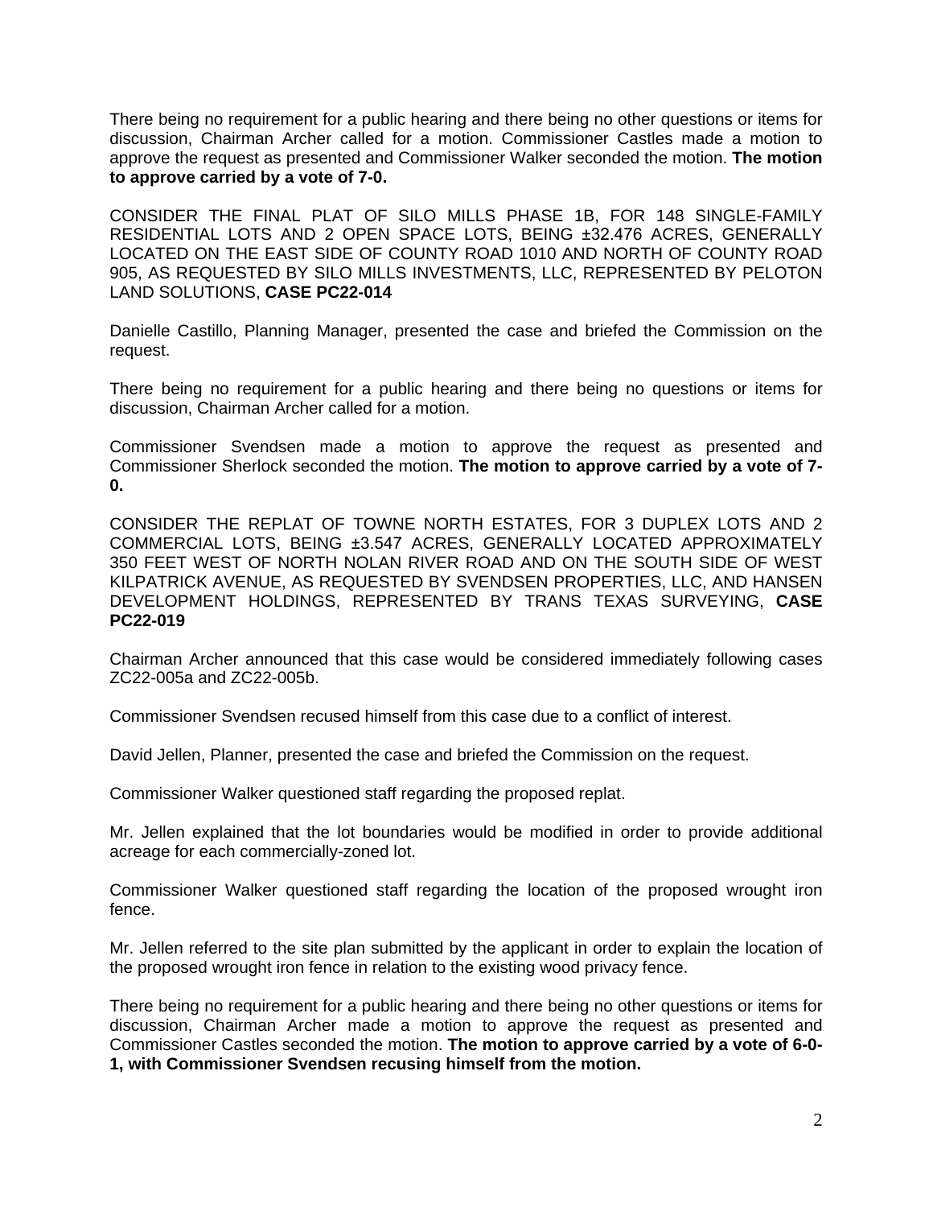There being no requirement for a public hearing and there being no other questions or items for discussion, Chairman Archer called for a motion. Commissioner Castles made a motion to approve the request as presented and Commissioner Walker seconded the motion. **The motion to approve carried by a vote of 7-0.**

CONSIDER THE FINAL PLAT OF SILO MILLS PHASE 1B, FOR 148 SINGLE-FAMILY RESIDENTIAL LOTS AND 2 OPEN SPACE LOTS, BEING ±32.476 ACRES, GENERALLY LOCATED ON THE EAST SIDE OF COUNTY ROAD 1010 AND NORTH OF COUNTY ROAD 905, AS REQUESTED BY SILO MILLS INVESTMENTS, LLC, REPRESENTED BY PELOTON LAND SOLUTIONS, **CASE PC22-014**

Danielle Castillo, Planning Manager, presented the case and briefed the Commission on the request.

There being no requirement for a public hearing and there being no questions or items for discussion, Chairman Archer called for a motion.

Commissioner Svendsen made a motion to approve the request as presented and Commissioner Sherlock seconded the motion. **The motion to approve carried by a vote of 7-0.**

CONSIDER THE REPLAT OF TOWNE NORTH ESTATES, FOR 3 DUPLEX LOTS AND 2 COMMERCIAL LOTS, BEING ±3.547 ACRES, GENERALLY LOCATED APPROXIMATELY 350 FEET WEST OF NORTH NOLAN RIVER ROAD AND ON THE SOUTH SIDE OF WEST KILPATRICK AVENUE, AS REQUESTED BY SVENDSEN PROPERTIES, LLC, AND HANSEN DEVELOPMENT HOLDINGS, REPRESENTED BY TRANS TEXAS SURVEYING, **CASE PC22-019**

Chairman Archer announced that this case would be considered immediately following cases ZC22-005a and ZC22-005b.

Commissioner Svendsen recused himself from this case due to a conflict of interest.

David Jellen, Planner, presented the case and briefed the Commission on the request.

Commissioner Walker questioned staff regarding the proposed replat.

Mr. Jellen explained that the lot boundaries would be modified in order to provide additional acreage for each commercially-zoned lot.

Commissioner Walker questioned staff regarding the location of the proposed wrought iron fence.

Mr. Jellen referred to the site plan submitted by the applicant in order to explain the location of the proposed wrought iron fence in relation to the existing wood privacy fence.

There being no requirement for a public hearing and there being no other questions or items for discussion, Chairman Archer made a motion to approve the request as presented and Commissioner Castles seconded the motion. **The motion to approve carried by a vote of 6-0-1, with Commissioner Svendsen recusing himself from the motion.**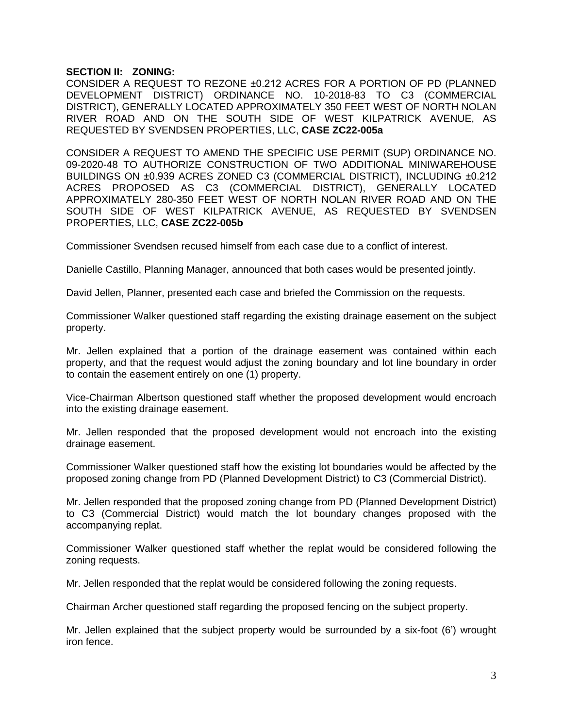**SECTION II: ZONING:**

CONSIDER A REQUEST TO REZONE ±0.212 ACRES FOR A PORTION OF PD (PLANNED DEVELOPMENT DISTRICT) ORDINANCE NO. 10-2018-83 TO C3 (COMMERCIAL DISTRICT), GENERALLY LOCATED APPROXIMATELY 350 FEET WEST OF NORTH NOLAN RIVER ROAD AND ON THE SOUTH SIDE OF WEST KILPATRICK AVENUE, AS REQUESTED BY SVENDSEN PROPERTIES, LLC, **CASE ZC22-005a**

CONSIDER A REQUEST TO AMEND THE SPECIFIC USE PERMIT (SUP) ORDINANCE NO. 09-2020-48 TO AUTHORIZE CONSTRUCTION OF TWO ADDITIONAL MINIWAREHOUSE BUILDINGS ON ±0.939 ACRES ZONED C3 (COMMERCIAL DISTRICT), INCLUDING ±0.212 ACRES PROPOSED AS C3 (COMMERCIAL DISTRICT), GENERALLY LOCATED APPROXIMATELY 280-350 FEET WEST OF NORTH NOLAN RIVER ROAD AND ON THE SOUTH SIDE OF WEST KILPATRICK AVENUE, AS REQUESTED BY SVENDSEN PROPERTIES, LLC, **CASE ZC22-005b**

Commissioner Svendsen recused himself from each case due to a conflict of interest.

Danielle Castillo, Planning Manager, announced that both cases would be presented jointly.

David Jellen, Planner, presented each case and briefed the Commission on the requests.

Commissioner Walker questioned staff regarding the existing drainage easement on the subject property.

Mr. Jellen explained that a portion of the drainage easement was contained within each property, and that the request would adjust the zoning boundary and lot line boundary in order to contain the easement entirely on one (1) property.

Vice-Chairman Albertson questioned staff whether the proposed development would encroach into the existing drainage easement.

Mr. Jellen responded that the proposed development would not encroach into the existing drainage easement.

Commissioner Walker questioned staff how the existing lot boundaries would be affected by the proposed zoning change from PD (Planned Development District) to C3 (Commercial District).

Mr. Jellen responded that the proposed zoning change from PD (Planned Development District) to C3 (Commercial District) would match the lot boundary changes proposed with the accompanying replat.

Commissioner Walker questioned staff whether the replat would be considered following the zoning requests.

Mr. Jellen responded that the replat would be considered following the zoning requests.

Chairman Archer questioned staff regarding the proposed fencing on the subject property.

Mr. Jellen explained that the subject property would be surrounded by a six-foot (6') wrought iron fence.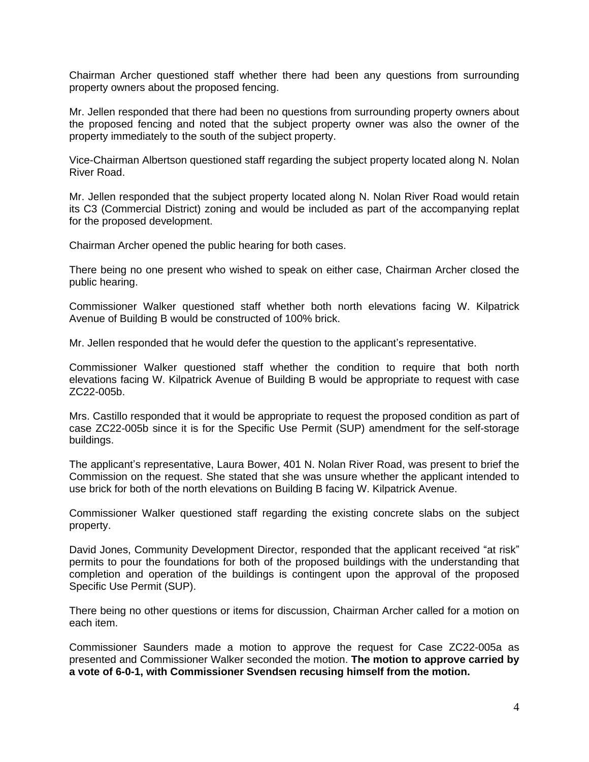Chairman Archer questioned staff whether there had been any questions from surrounding property owners about the proposed fencing.

Mr. Jellen responded that there had been no questions from surrounding property owners about the proposed fencing and noted that the subject property owner was also the owner of the property immediately to the south of the subject property.

Vice-Chairman Albertson questioned staff regarding the subject property located along N. Nolan River Road.

Mr. Jellen responded that the subject property located along N. Nolan River Road would retain its C3 (Commercial District) zoning and would be included as part of the accompanying replat for the proposed development.

Chairman Archer opened the public hearing for both cases.

There being no one present who wished to speak on either case, Chairman Archer closed the public hearing.

Commissioner Walker questioned staff whether both north elevations facing W. Kilpatrick Avenue of Building B would be constructed of 100% brick.

Mr. Jellen responded that he would defer the question to the applicant's representative.

Commissioner Walker questioned staff whether the condition to require that both north elevations facing W. Kilpatrick Avenue of Building B would be appropriate to request with case ZC22-005b.

Mrs. Castillo responded that it would be appropriate to request the proposed condition as part of case ZC22-005b since it is for the Specific Use Permit (SUP) amendment for the self-storage buildings.

The applicant's representative, Laura Bower, 401 N. Nolan River Road, was present to brief the Commission on the request. She stated that she was unsure whether the applicant intended to use brick for both of the north elevations on Building B facing W. Kilpatrick Avenue.

Commissioner Walker questioned staff regarding the existing concrete slabs on the subject property.

David Jones, Community Development Director, responded that the applicant received "at risk" permits to pour the foundations for both of the proposed buildings with the understanding that completion and operation of the buildings is contingent upon the approval of the proposed Specific Use Permit (SUP).

There being no other questions or items for discussion, Chairman Archer called for a motion on each item.

Commissioner Saunders made a motion to approve the request for Case ZC22-005a as presented and Commissioner Walker seconded the motion. **The motion to approve carried by a vote of 6-0-1, with Commissioner Svendsen recusing himself from the motion.**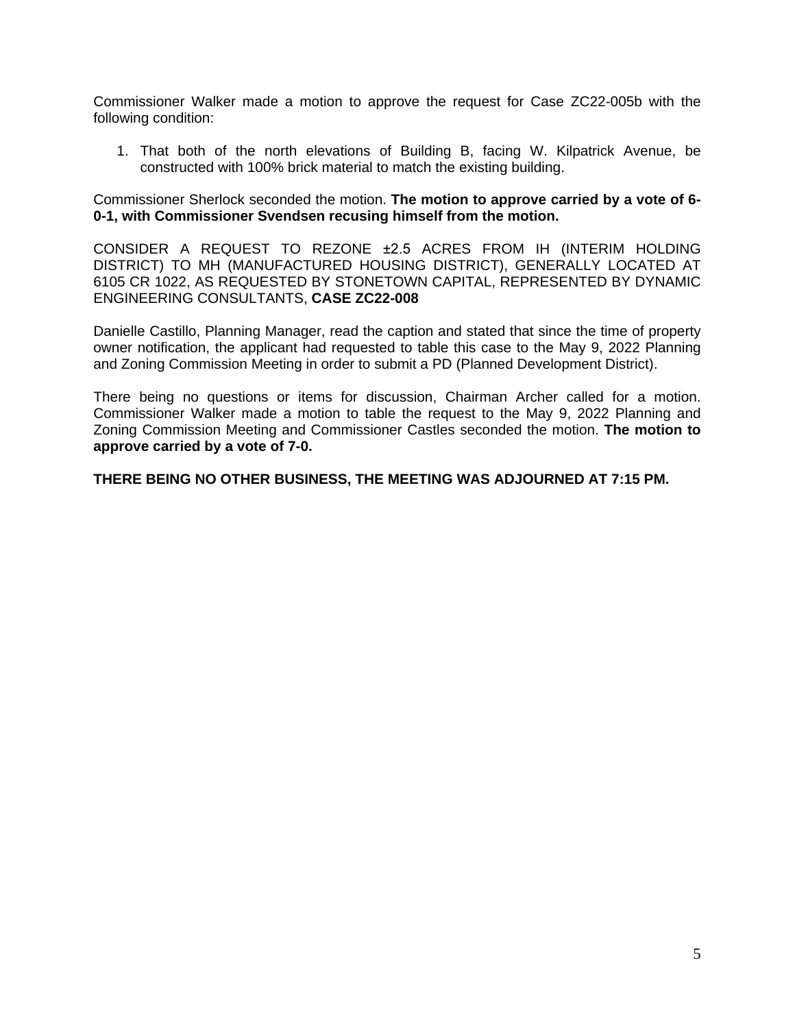Commissioner Walker made a motion to approve the request for Case ZC22-005b with the following condition:

1. That both of the north elevations of Building B, facing W. Kilpatrick Avenue, be constructed with 100% brick material to match the existing building.

Commissioner Sherlock seconded the motion. **The motion to approve carried by a vote of 6-0-1, with Commissioner Svendsen recusing himself from the motion.**

CONSIDER A REQUEST TO REZONE ±2.5 ACRES FROM IH (INTERIM HOLDING DISTRICT) TO MH (MANUFACTURED HOUSING DISTRICT), GENERALLY LOCATED AT 6105 CR 1022, AS REQUESTED BY STONETOWN CAPITAL, REPRESENTED BY DYNAMIC ENGINEERING CONSULTANTS, **CASE ZC22-008**

Danielle Castillo, Planning Manager, read the caption and stated that since the time of property owner notification, the applicant had requested to table this case to the May 9, 2022 Planning and Zoning Commission Meeting in order to submit a PD (Planned Development District).

There being no questions or items for discussion, Chairman Archer called for a motion. Commissioner Walker made a motion to table the request to the May 9, 2022 Planning and Zoning Commission Meeting and Commissioner Castles seconded the motion. **The motion to approve carried by a vote of 7-0.**

**THERE BEING NO OTHER BUSINESS, THE MEETING WAS ADJOURNED AT 7:15 PM.**